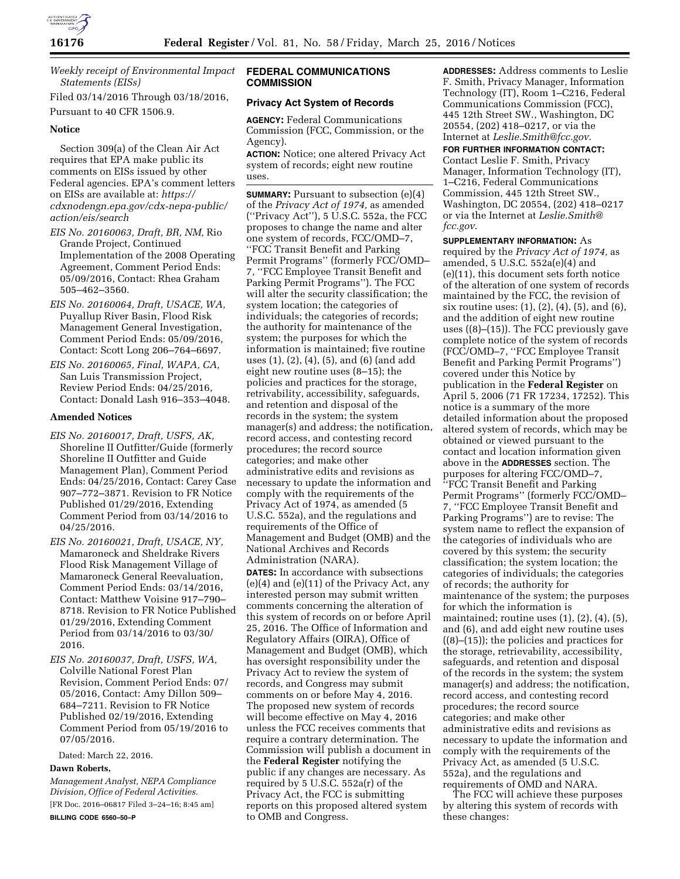*Weekly receipt of Environmental Impact Statements (EISs)*

Filed 03/14/2016 Through 03/18/2016, Pursuant to 40 CFR 1506.9.

### Notice

Section 309(a) of the Clean Air Act requires that EPA make public its comments on EISs issued by other Federal agencies. EPA's comment letters on EISs are available at: *https://cdxnodengn.epa.gov/cdx-nepa-public/action/eis/search*

*EIS No. 20160063, Draft, BR, NM,* Rio Grande Project, Continued Implementation of the 2008 Operating Agreement, Comment Period Ends: 05/09/2016, Contact: Rhea Graham 505–462–3560.

*EIS No. 20160064, Draft, USACE, WA,* Puyallup River Basin, Flood Risk Management General Investigation, Comment Period Ends: 05/09/2016, Contact: Scott Long 206–764–6697.

*EIS No. 20160065, Final, WAPA, CA,* San Luis Transmission Project, Review Period Ends: 04/25/2016, Contact: Donald Lash 916–353–4048.

### Amended Notices

*EIS No. 20160017, Draft, USFS, AK,* Shoreline II Outfitter/Guide (formerly Shoreline II Outfitter and Guide Management Plan), Comment Period Ends: 04/25/2016, Contact: Carey Case 907–772–3871. Revision to FR Notice Published 01/29/2016, Extending Comment Period from 03/14/2016 to 04/25/2016.

*EIS No. 20160021, Draft, USACE, NY,* Mamaroneck and Sheldrake Rivers Flood Risk Management Village of Mamaroneck General Reevaluation, Comment Period Ends: 03/14/2016, Contact: Matthew Voisine 917–790–8718. Revision to FR Notice Published 01/29/2016, Extending Comment Period from 03/14/2016 to 03/30/2016.

*EIS No. 20160037, Draft, USFS, WA,* Colville National Forest Plan Revision, Comment Period Ends: 07/05/2016, Contact: Amy Dillon 509–684–7211. Revision to FR Notice Published 02/19/2016, Extending Comment Period from 05/19/2016 to 07/05/2016.

Dated: March 22, 2016.

**Dawn Roberts,**

*Management Analyst, NEPA Compliance Division, Office of Federal Activities.*

[FR Doc. 2016–06817 Filed 3–24–16; 8:45 am]

**BILLING CODE 6560–50–P**

## FEDERAL COMMUNICATIONS COMMISSION

### Privacy Act System of Records

**AGENCY:** Federal Communications Commission (FCC, Commission, or the Agency).

**ACTION:** Notice; one altered Privacy Act system of records; eight new routine uses.

**SUMMARY:** Pursuant to subsection (e)(4) of the *Privacy Act of 1974,* as amended (''Privacy Act''), 5 U.S.C. 552a, the FCC proposes to change the name and alter one system of records, FCC/OMD–7, ''FCC Transit Benefit and Parking Permit Programs'' (formerly FCC/OMD–7, ''FCC Employee Transit Benefit and Parking Permit Programs''). The FCC will alter the security classification; the system location; the categories of individuals; the categories of records; the authority for maintenance of the system; the purposes for which the information is maintained; five routine uses (1), (2), (4), (5), and (6) (and add eight new routine uses (8–15); the policies and practices for the storage, retrivability, accessibility, safeguards, and retention and disposal of the records in the system; the system manager(s) and address; the notification, record access, and contesting record procedures; the record source categories; and make other administrative edits and revisions as necessary to update the information and comply with the requirements of the Privacy Act of 1974, as amended (5 U.S.C. 552a), and the regulations and requirements of the Office of Management and Budget (OMB) and the National Archives and Records Administration (NARA).

**DATES:** In accordance with subsections (e)(4) and (e)(11) of the Privacy Act, any interested person may submit written comments concerning the alteration of this system of records on or before April 25, 2016. The Office of Information and Regulatory Affairs (OIRA), Office of Management and Budget (OMB), which has oversight responsibility under the Privacy Act to review the system of records, and Congress may submit comments on or before May 4, 2016. The proposed new system of records will become effective on May 4, 2016 unless the FCC receives comments that require a contrary determination. The Commission will publish a document in the **Federal Register** notifying the public if any changes are necessary. As required by 5 U.S.C. 552a(r) of the Privacy Act, the FCC is submitting reports on this proposed altered system to OMB and Congress.

**ADDRESSES:** Address comments to Leslie F. Smith, Privacy Manager, Information Technology (IT), Room 1–C216, Federal Communications Commission (FCC), 445 12th Street SW., Washington, DC 20554, (202) 418–0217, or via the Internet at *Leslie.Smith@fcc.gov*.

**FOR FURTHER INFORMATION CONTACT:** Contact Leslie F. Smith, Privacy Manager, Information Technology (IT), 1–C216, Federal Communications Commission, 445 12th Street SW., Washington, DC 20554, (202) 418–0217 or via the Internet at *Leslie.Smith@fcc.gov*.

**SUPPLEMENTARY INFORMATION:** As required by the *Privacy Act of 1974,* as amended, 5 U.S.C. 552a(e)(4) and (e)(11), this document sets forth notice of the alteration of one system of records maintained by the FCC, the revision of six routine uses: (1), (2), (4), (5), and (6), and the addition of eight new routine uses ((8)–(15)). The FCC previously gave complete notice of the system of records (FCC/OMD–7, ''FCC Employee Transit Benefit and Parking Permit Programs'') covered under this Notice by publication in the **Federal Register** on April 5, 2006 (71 FR 17234, 17252). This notice is a summary of the more detailed information about the proposed altered system of records, which may be obtained or viewed pursuant to the contact and location information given above in the **ADDRESSES** section. The purposes for altering FCC/OMD–7, ''FCC Transit Benefit and Parking Permit Programs'' (formerly FCC/OMD–7, ''FCC Employee Transit Benefit and Parking Programs'') are to revise: The system name to reflect the expansion of the categories of individuals who are covered by this system; the security classification; the system location; the categories of individuals; the categories of records; the authority for maintenance of the system; the purposes for which the information is maintained; routine uses (1), (2), (4), (5), and (6), and add eight new routine uses ((8)–(15)); the policies and practices for the storage, retrievability, accessibility, safeguards, and retention and disposal of the records in the system; the system manager(s) and address; the notification, record access, and contesting record procedures; the record source categories; and make other administrative edits and revisions as necessary to update the information and comply with the requirements of the Privacy Act, as amended (5 U.S.C. 552a), and the regulations and requirements of OMD and NARA.

The FCC will achieve these purposes by altering this system of records with these changes: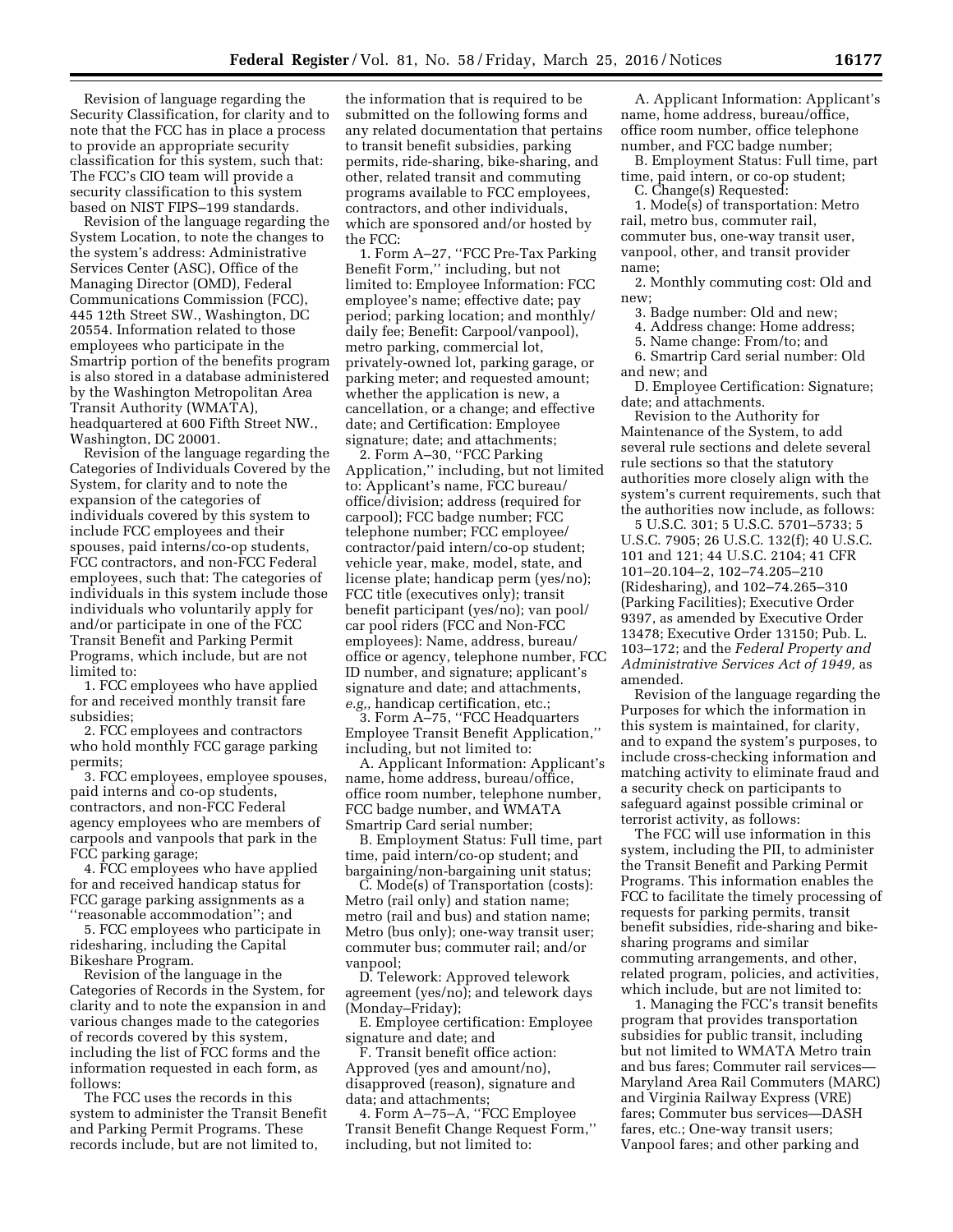Revision of language regarding the Security Classification, for clarity and to note that the FCC has in place a process to provide an appropriate security classification for this system, such that: The FCC's CIO team will provide a security classification to this system based on NIST FIPS–199 standards.

Revision of the language regarding the System Location, to note the changes to the system's address: Administrative Services Center (ASC), Office of the Managing Director (OMD), Federal Communications Commission (FCC), 445 12th Street SW., Washington, DC 20554. Information related to those employees who participate in the Smartrip portion of the benefits program is also stored in a database administered by the Washington Metropolitan Area Transit Authority (WMATA), headquartered at 600 Fifth Street NW., Washington, DC 20001.

Revision of the language regarding the Categories of Individuals Covered by the System, for clarity and to note the expansion of the categories of individuals covered by this system to include FCC employees and their spouses, paid interns/co-op students, FCC contractors, and non-FCC Federal employees, such that: The categories of individuals in this system include those individuals who voluntarily apply for and/or participate in one of the FCC Transit Benefit and Parking Permit Programs, which include, but are not limited to:

1. FCC employees who have applied for and received monthly transit fare subsidies;
2. FCC employees and contractors who hold monthly FCC garage parking permits;
3. FCC employees, employee spouses, paid interns and co-op students, contractors, and non-FCC Federal agency employees who are members of carpools and vanpools that park in the FCC parking garage;
4. FCC employees who have applied for and received handicap status for FCC garage parking assignments as a ''reasonable accommodation''; and
5. FCC employees who participate in ridesharing, including the Capital Bikeshare Program.

Revision of the language in the Categories of Records in the System, for clarity and to note the expansion in and various changes made to the categories of records covered by this system, including the list of FCC forms and the information requested in each form, as follows:

The FCC uses the records in this system to administer the Transit Benefit and Parking Permit Programs. These records include, but are not limited to, the information that is required to be submitted on the following forms and any related documentation that pertains to transit benefit subsidies, parking permits, ride-sharing, bike-sharing, and other, related transit and commuting programs available to FCC employees, contractors, and other individuals, which are sponsored and/or hosted by the FCC:

1. Form A–27, ''FCC Pre-Tax Parking Benefit Form,'' including, but not limited to: Employee Information: FCC employee's name; effective date; pay period; parking location; and monthly/daily fee; Benefit: Carpool/vanpool), metro parking, commercial lot, privately-owned lot, parking garage, or parking meter; and requested amount; whether the application is new, a cancellation, or a change; and effective date; and Certification: Employee signature; date; and attachments;

2. Form A–30, ''FCC Parking Application,'' including, but not limited to: Applicant's name, FCC bureau/office/division; address (required for carpool); FCC badge number; FCC telephone number; FCC employee/contractor/paid intern/co-op student; vehicle year, make, model, state, and license plate; handicap perm (yes/no); FCC title (executives only); transit benefit participant (yes/no); van pool/car pool riders (FCC and Non-FCC employees): Name, address, bureau/office or agency, telephone number, FCC ID number, and signature; applicant's signature and date; and attachments, *e.g.,* handicap certification, etc.;

3. Form A–75, ''FCC Headquarters Employee Transit Benefit Application,'' including, but not limited to:

A. Applicant Information: Applicant's name, home address, bureau/office, office room number, telephone number, FCC badge number, and WMATA Smartrip Card serial number;

B. Employment Status: Full time, part time, paid intern/co-op student; and bargaining/non-bargaining unit status;

C. Mode(s) of Transportation (costs): Metro (rail only) and station name; metro (rail and bus) and station name; Metro (bus only); one-way transit user; commuter bus; commuter rail; and/or vanpool;

D. Telework: Approved telework agreement (yes/no); and telework days (Monday–Friday);

E. Employee certification: Employee signature and date; and

F. Transit benefit office action: Approved (yes and amount/no), disapproved (reason), signature and data; and attachments;

4. Form A–75–A, ''FCC Employee Transit Benefit Change Request Form,'' including, but not limited to:

A. Applicant Information: Applicant's name, home address, bureau/office, office room number, office telephone number, and FCC badge number;

B. Employment Status: Full time, part time, paid intern, or co-op student;

C. Change(s) Requested:

1. Mode(s) of transportation: Metro rail, metro bus, commuter rail, commuter bus, one-way transit user, vanpool, other, and transit provider name;
2. Monthly commuting cost: Old and new;
3. Badge number: Old and new;
4. Address change: Home address;
5. Name change: From/to; and
6. Smartrip Card serial number: Old and new; and

D. Employee Certification: Signature; date; and attachments.

Revision to the Authority for Maintenance of the System, to add several rule sections and delete several rule sections so that the statutory authorities more closely align with the system's current requirements, such that the authorities now include, as follows:

5 U.S.C. 301; 5 U.S.C. 5701–5733; 5 U.S.C. 7905; 26 U.S.C. 132(f); 40 U.S.C. 101 and 121; 44 U.S.C. 2104; 41 CFR 101–20.104–2, 102–74.205–210 (Ridesharing), and 102–74.265–310 (Parking Facilities); Executive Order 9397, as amended by Executive Order 13478; Executive Order 13150; Pub. L. 103–172; and the *Federal Property and Administrative Services Act of 1949,* as amended.

Revision of the language regarding the Purposes for which the information in this system is maintained, for clarity, and to expand the system's purposes, to include cross-checking information and matching activity to eliminate fraud and a security check on participants to safeguard against possible criminal or terrorist activity, as follows:

The FCC will use information in this system, including the PII, to administer the Transit Benefit and Parking Permit Programs. This information enables the FCC to facilitate the timely processing of requests for parking permits, transit benefit subsidies, ride-sharing and bike-sharing programs and similar commuting arrangements, and other, related program, policies, and activities, which include, but are not limited to:

1. Managing the FCC's transit benefits program that provides transportation subsidies for public transit, including but not limited to WMATA Metro train and bus fares; Commuter rail services—Maryland Area Rail Commuters (MARC) and Virginia Railway Express (VRE) fares; Commuter bus services—DASH fares, etc.; One-way transit users; Vanpool fares; and other parking and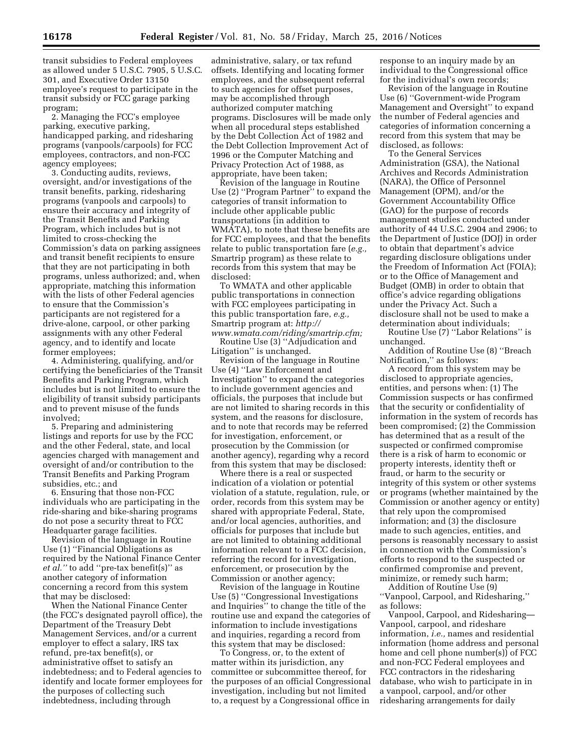transit subsidies to Federal employees as allowed under 5 U.S.C. 7905, 5 U.S.C. 301, and Executive Order 13150 employee's request to participate in the transit subsidy or FCC garage parking program;

2. Managing the FCC's employee parking, executive parking, handicapped parking, and ridesharing programs (vanpools/carpools) for FCC employees, contractors, and non-FCC agency employees;

3. Conducting audits, reviews, oversight, and/or investigations of the transit benefits, parking, ridesharing programs (vanpools and carpools) to ensure their accuracy and integrity of the Transit Benefits and Parking Program, which includes but is not limited to cross-checking the Commission's data on parking assignees and transit benefit recipients to ensure that they are not participating in both programs, unless authorized; and, when appropriate, matching this information with the lists of other Federal agencies to ensure that the Commission's participants are not registered for a drive-alone, carpool, or other parking assignments with any other Federal agency, and to identify and locate former employees;

4. Administering, qualifying, and/or certifying the beneficiaries of the Transit Benefits and Parking Program, which includes but is not limited to ensure the eligibility of transit subsidy participants and to prevent misuse of the funds involved;

5. Preparing and administering listings and reports for use by the FCC and the other Federal, state, and local agencies charged with management and oversight of and/or contribution to the Transit Benefits and Parking Program subsidies, etc.; and

6. Ensuring that those non-FCC individuals who are participating in the ride-sharing and bike-sharing programs do not pose a security threat to FCC Headquarter garage facilities.

Revision of the language in Routine Use (1) ''Financial Obligations as required by the National Finance Center *et al.''* to add ''pre-tax benefit(s)'' as another category of information concerning a record from this system that may be disclosed:

When the National Finance Center (the FCC's designated payroll office), the Department of the Treasury Debt Management Services, and/or a current employer to effect a salary, IRS tax refund, pre-tax benefit(s), or administrative offset to satisfy an indebtedness; and to Federal agencies to identify and locate former employees for the purposes of collecting such indebtedness, including through administrative, salary, or tax refund offsets. Identifying and locating former employees, and the subsequent referral to such agencies for offset purposes, may be accomplished through authorized computer matching programs. Disclosures will be made only when all procedural steps established by the Debt Collection Act of 1982 and the Debt Collection Improvement Act of 1996 or the Computer Matching and Privacy Protection Act of 1988, as appropriate, have been taken;

Revision of the language in Routine Use (2) ''Program Partner'' to expand the categories of transit information to include other applicable public transportations (in addition to WMATA), to note that these benefits are for FCC employees, and that the benefits relate to public transportation fare (*e.g.,* Smartrip program) as these relate to records from this system that may be disclosed:

To WMATA and other applicable public transportations in connection with FCC employees participating in this public transportation fare, *e.g.,* Smartrip program at: *http://www.wmata.com/riding/smartrip.cfm;*

Routine Use (3) ''Adjudication and Litigation'' is unchanged.

Revision of the language in Routine Use (4) ''Law Enforcement and Investigation'' to expand the categories to include government agencies and officials, the purposes that include but are not limited to sharing records in this system, and the reasons for disclosure, and to note that records may be referred for investigation, enforcement, or prosecution by the Commission (or another agency), regarding why a record from this system that may be disclosed:

Where there is a real or suspected indication of a violation or potential violation of a statute, regulation, rule, or order, records from this system may be shared with appropriate Federal, State, and/or local agencies, authorities, and officials for purposes that include but are not limited to obtaining additional information relevant to a FCC decision, referring the record for investigation, enforcement, or prosecution by the Commission or another agency;

Revision of the language in Routine Use (5) ''Congressional Investigations and Inquiries'' to change the title of the routine use and expand the categories of information to include investigations and inquiries, regarding a record from this system that may be disclosed:

To Congress, or, to the extent of matter within its jurisdiction, any committee or subcommittee thereof, for the purposes of an official Congressional investigation, including but not limited to, a request by a Congressional office in response to an inquiry made by an individual to the Congressional office for the individual's own records;

Revision of the language in Routine Use (6) ''Government-wide Program Management and Oversight'' to expand the number of Federal agencies and categories of information concerning a record from this system that may be disclosed, as follows:

To the General Services Administration (GSA), the National Archives and Records Administration (NARA), the Office of Personnel Management (OPM), and/or the Government Accountability Office (GAO) for the purpose of records management studies conducted under authority of 44 U.S.C. 2904 and 2906; to the Department of Justice (DOJ) in order to obtain that department's advice regarding disclosure obligations under the Freedom of Information Act (FOIA); or to the Office of Management and Budget (OMB) in order to obtain that office's advice regarding obligations under the Privacy Act. Such a disclosure shall not be used to make a determination about individuals;

Routine Use (7) ''Labor Relations'' is unchanged.

Addition of Routine Use (8) ''Breach Notification,'' as follows:

A record from this system may be disclosed to appropriate agencies, entities, and persons when: (1) The Commission suspects or has confirmed that the security or confidentiality of information in the system of records has been compromised; (2) the Commission has determined that as a result of the suspected or confirmed compromise there is a risk of harm to economic or property interests, identity theft or fraud, or harm to the security or integrity of this system or other systems or programs (whether maintained by the Commission or another agency or entity) that rely upon the compromised information; and (3) the disclosure made to such agencies, entities, and persons is reasonably necessary to assist in connection with the Commission's efforts to respond to the suspected or confirmed compromise and prevent, minimize, or remedy such harm;

Addition of Routine Use (9) ''Vanpool, Carpool, and Ridesharing,'' as follows:

Vanpool, Carpool, and Ridesharing—Vanpool, carpool, and rideshare information, *i.e.,* names and residential information (home address and personal home and cell phone number(s)) of FCC and non-FCC Federal employees and FCC contractors in the ridesharing database, who wish to participate in in a vanpool, carpool, and/or other ridesharing arrangements for daily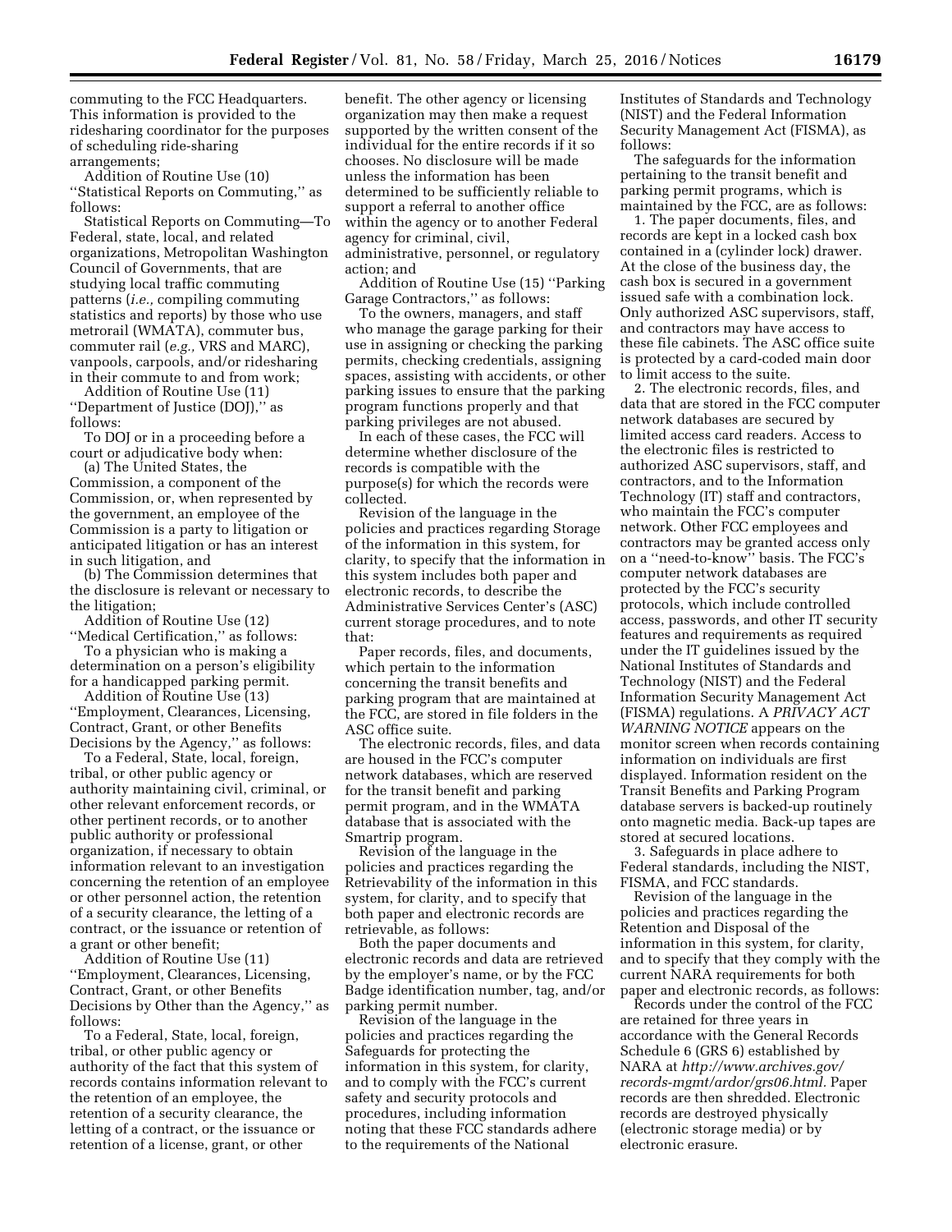commuting to the FCC Headquarters. This information is provided to the ridesharing coordinator for the purposes of scheduling ride-sharing arrangements;

Addition of Routine Use (10) ''Statistical Reports on Commuting,'' as follows:

Statistical Reports on Commuting—To Federal, state, local, and related organizations, Metropolitan Washington Council of Governments, that are studying local traffic commuting patterns (*i.e.,* compiling commuting statistics and reports) by those who use metrorail (WMATA), commuter bus, commuter rail (*e.g.,* VRS and MARC), vanpools, carpools, and/or ridesharing in their commute to and from work;

Addition of Routine Use (11) ''Department of Justice (DOJ),'' as follows:

To DOJ or in a proceeding before a court or adjudicative body when:

(a) The United States, the Commission, a component of the Commission, or, when represented by the government, an employee of the Commission is a party to litigation or anticipated litigation or has an interest in such litigation, and

(b) The Commission determines that the disclosure is relevant or necessary to the litigation;

Addition of Routine Use (12) ''Medical Certification,'' as follows:

To a physician who is making a determination on a person's eligibility for a handicapped parking permit.

Addition of Routine Use (13) ''Employment, Clearances, Licensing, Contract, Grant, or other Benefits Decisions by the Agency,'' as follows:

To a Federal, State, local, foreign, tribal, or other public agency or authority maintaining civil, criminal, or other relevant enforcement records, or other pertinent records, or to another public authority or professional organization, if necessary to obtain information relevant to an investigation concerning the retention of an employee or other personnel action, the retention of a security clearance, the letting of a contract, or the issuance or retention of a grant or other benefit;

Addition of Routine Use (11) ''Employment, Clearances, Licensing, Contract, Grant, or other Benefits Decisions by Other than the Agency,'' as follows:

To a Federal, State, local, foreign, tribal, or other public agency or authority of the fact that this system of records contains information relevant to the retention of an employee, the retention of a security clearance, the letting of a contract, or the issuance or retention of a license, grant, or other benefit. The other agency or licensing organization may then make a request supported by the written consent of the individual for the entire records if it so chooses. No disclosure will be made unless the information has been determined to be sufficiently reliable to support a referral to another office within the agency or to another Federal agency for criminal, civil, administrative, personnel, or regulatory action; and

Addition of Routine Use (15) ''Parking Garage Contractors,'' as follows:

To the owners, managers, and staff who manage the garage parking for their use in assigning or checking the parking permits, checking credentials, assigning spaces, assisting with accidents, or other parking issues to ensure that the parking program functions properly and that parking privileges are not abused.

In each of these cases, the FCC will determine whether disclosure of the records is compatible with the purpose(s) for which the records were collected.

Revision of the language in the policies and practices regarding Storage of the information in this system, for clarity, to specify that the information in this system includes both paper and electronic records, to describe the Administrative Services Center's (ASC) current storage procedures, and to note that:

Paper records, files, and documents, which pertain to the information concerning the transit benefits and parking program that are maintained at the FCC, are stored in file folders in the ASC office suite.

The electronic records, files, and data are housed in the FCC's computer network databases, which are reserved for the transit benefit and parking permit program, and in the WMATA database that is associated with the Smartrip program.

Revision of the language in the policies and practices regarding the Retrievability of the information in this system, for clarity, and to specify that both paper and electronic records are retrievable, as follows:

Both the paper documents and electronic records and data are retrieved by the employer's name, or by the FCC Badge identification number, tag, and/or parking permit number.

Revision of the language in the policies and practices regarding the Safeguards for protecting the information in this system, for clarity, and to comply with the FCC's current safety and security protocols and procedures, including information noting that these FCC standards adhere to the requirements of the National Institutes of Standards and Technology (NIST) and the Federal Information Security Management Act (FISMA), as follows:

The safeguards for the information pertaining to the transit benefit and parking permit programs, which is maintained by the FCC, are as follows:

1. The paper documents, files, and records are kept in a locked cash box contained in a (cylinder lock) drawer. At the close of the business day, the cash box is secured in a government issued safe with a combination lock. Only authorized ASC supervisors, staff, and contractors may have access to these file cabinets. The ASC office suite is protected by a card-coded main door to limit access to the suite.

2. The electronic records, files, and data that are stored in the FCC computer network databases are secured by limited access card readers. Access to the electronic files is restricted to authorized ASC supervisors, staff, and contractors, and to the Information Technology (IT) staff and contractors, who maintain the FCC's computer network. Other FCC employees and contractors may be granted access only on a ''need-to-know'' basis. The FCC's computer network databases are protected by the FCC's security protocols, which include controlled access, passwords, and other IT security features and requirements as required under the IT guidelines issued by the National Institutes of Standards and Technology (NIST) and the Federal Information Security Management Act (FISMA) regulations. A *PRIVACY ACT WARNING NOTICE* appears on the monitor screen when records containing information on individuals are first displayed. Information resident on the Transit Benefits and Parking Program database servers is backed-up routinely onto magnetic media. Back-up tapes are stored at secured locations.

3. Safeguards in place adhere to Federal standards, including the NIST, FISMA, and FCC standards.

Revision of the language in the policies and practices regarding the Retention and Disposal of the information in this system, for clarity, and to specify that they comply with the current NARA requirements for both paper and electronic records, as follows:

Records under the control of the FCC are retained for three years in accordance with the General Records Schedule 6 (GRS 6) established by NARA at *http://www.archives.gov/records-mgmt/ardor/grs06.html.* Paper records are then shredded. Electronic records are destroyed physically (electronic storage media) or by electronic erasure.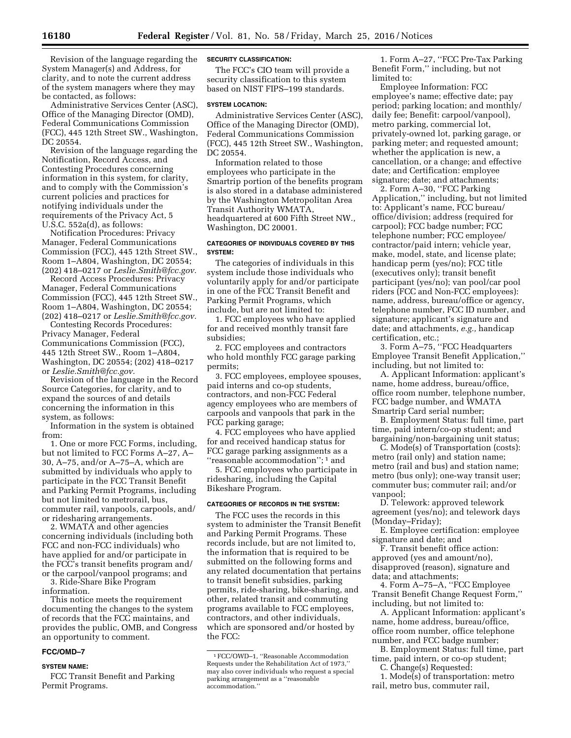Revision of the language regarding the System Manager(s) and Address, for clarity, and to note the current address of the system managers where they may be contacted, as follows:

Administrative Services Center (ASC), Office of the Managing Director (OMD), Federal Communications Commission (FCC), 445 12th Street SW., Washington, DC 20554.

Revision of the language regarding the Notification, Record Access, and Contesting Procedures concerning information in this system, for clarity, and to comply with the Commission's current policies and practices for notifying individuals under the requirements of the Privacy Act, 5 U.S.C. 552a(d), as follows:

Notification Procedures: Privacy Manager, Federal Communications Commission (FCC), 445 12th Street SW., Room 1–A804, Washington, DC 20554; (202) 418–0217 or *Leslie.Smith@fcc.gov.*

Record Access Procedures: Privacy Manager, Federal Communications Commission (FCC), 445 12th Street SW., Room 1–A804, Washington, DC 20554; (202) 418–0217 or *Leslie.Smith@fcc.gov.*

Contesting Records Procedures: Privacy Manager, Federal Communications Commission (FCC), 445 12th Street SW., Room 1–A804, Washington, DC 20554; (202) 418–0217 or *Leslie.Smith@fcc.gov.*

Revision of the language in the Record Source Categories, for clarity, and to expand the sources of and details concerning the information in this system, as follows:

Information in the system is obtained from:

1. One or more FCC Forms, including, but not limited to FCC Forms A–27, A–30, A–75, and/or A–75–A, which are submitted by individuals who apply to participate in the FCC Transit Benefit and Parking Permit Programs, including but not limited to metrorail, bus, commuter rail, vanpools, carpools, and/or ridesharing arrangements.
2. WMATA and other agencies concerning individuals (including both FCC and non-FCC individuals) who have applied for and/or participate in the FCC's transit benefits program and/or the carpool/vanpool programs; and
3. Ride-Share Bike Program information.

This notice meets the requirement documenting the changes to the system of records that the FCC maintains, and provides the public, OMB, and Congress an opportunity to comment.

## FCC/OMD–7

### SYSTEM NAME:

FCC Transit Benefit and Parking Permit Programs.

### SECURITY CLASSIFICATION:

The FCC's CIO team will provide a security classification to this system based on NIST FIPS–199 standards.

### SYSTEM LOCATION:

Administrative Services Center (ASC), Office of the Managing Director (OMD), Federal Communications Commission (FCC), 445 12th Street SW., Washington, DC 20554.

Information related to those employees who participate in the Smartrip portion of the benefits program is also stored in a database administered by the Washington Metropolitan Area Transit Authority WMATA, headquartered at 600 Fifth Street NW., Washington, DC 20001.

### CATEGORIES OF INDIVIDUALS COVERED BY THIS SYSTEM:

The categories of individuals in this system include those individuals who voluntarily apply for and/or participate in one of the FCC Transit Benefit and Parking Permit Programs, which include, but are not limited to:

1. FCC employees who have applied for and received monthly transit fare subsidies;
2. FCC employees and contractors who hold monthly FCC garage parking permits;
3. FCC employees, employee spouses, paid interns and co-op students, contractors, and non-FCC Federal agency employees who are members of carpools and vanpools that park in the FCC parking garage;
4. FCC employees who have applied for and received handicap status for FCC garage parking assignments as a "reasonable accommodation"; [1] and
5. FCC employees who participate in ridesharing, including the Capital Bikeshare Program.

### CATEGORIES OF RECORDS IN THE SYSTEM:

The FCC uses the records in this system to administer the Transit Benefit and Parking Permit Programs. These records include, but are not limited to, the information that is required to be submitted on the following forms and any related documentation that pertains to transit benefit subsidies, parking permits, ride-sharing, bike-sharing, and other, related transit and commuting programs available to FCC employees, contractors, and other individuals, which are sponsored and/or hosted by the FCC:

1. Form A–27, "FCC Pre-Tax Parking Benefit Form," including, but not limited to:

Employee Information: FCC employee's name; effective date; pay period; parking location; and monthly/daily fee; Benefit: carpool/vanpool), metro parking, commercial lot, privately-owned lot, parking garage, or parking meter; and requested amount; whether the application is new, a cancellation, or a change; and effective date; and Certification: employee signature; date; and attachments;

2. Form A–30, "FCC Parking Application," including, but not limited to: Applicant's name, FCC bureau/office/division; address (required for carpool); FCC badge number; FCC telephone number; FCC employee/contractor/paid intern; vehicle year, make, model, state, and license plate; handicap perm (yes/no); FCC title (executives only); transit benefit participant (yes/no); van pool/car pool riders (FCC and Non-FCC employees): name, address, bureau/office or agency, telephone number, FCC ID number, and signature; applicant's signature and date; and attachments, *e.g.,* handicap certification, etc.;

3. Form A–75, "FCC Headquarters Employee Transit Benefit Application," including, but not limited to:

A. Applicant Information: applicant's name, home address, bureau/office, office room number, telephone number, FCC badge number, and WMATA Smartrip Card serial number;

B. Employment Status: full time, part time, paid intern/co-op student; and bargaining/non-bargaining unit status;

C. Mode(s) of Transportation (costs): metro (rail only) and station name; metro (rail and bus) and station name; metro (bus only); one-way transit user; commuter bus; commuter rail; and/or vanpool;

D. Telework: approved telework agreement (yes/no); and telework days (Monday–Friday);

E. Employee certification: employee signature and date; and

F. Transit benefit office action: approved (yes and amount/no), disapproved (reason), signature and data; and attachments;

4. Form A–75–A, "FCC Employee Transit Benefit Change Request Form," including, but not limited to:

A. Applicant Information: applicant's name, home address, bureau/office, office room number, office telephone number, and FCC badge number;

B. Employment Status: full time, part time, paid intern, or co-op student;

C. Change(s) Requested:

1. Mode(s) of transportation: metro rail, metro bus, commuter rail,

---

[1] FCC/OWD–1, "Reasonable Accommodation Requests under the Rehabilitation Act of 1973," may also cover individuals who request a special parking arrangement as a "reasonable accommodation."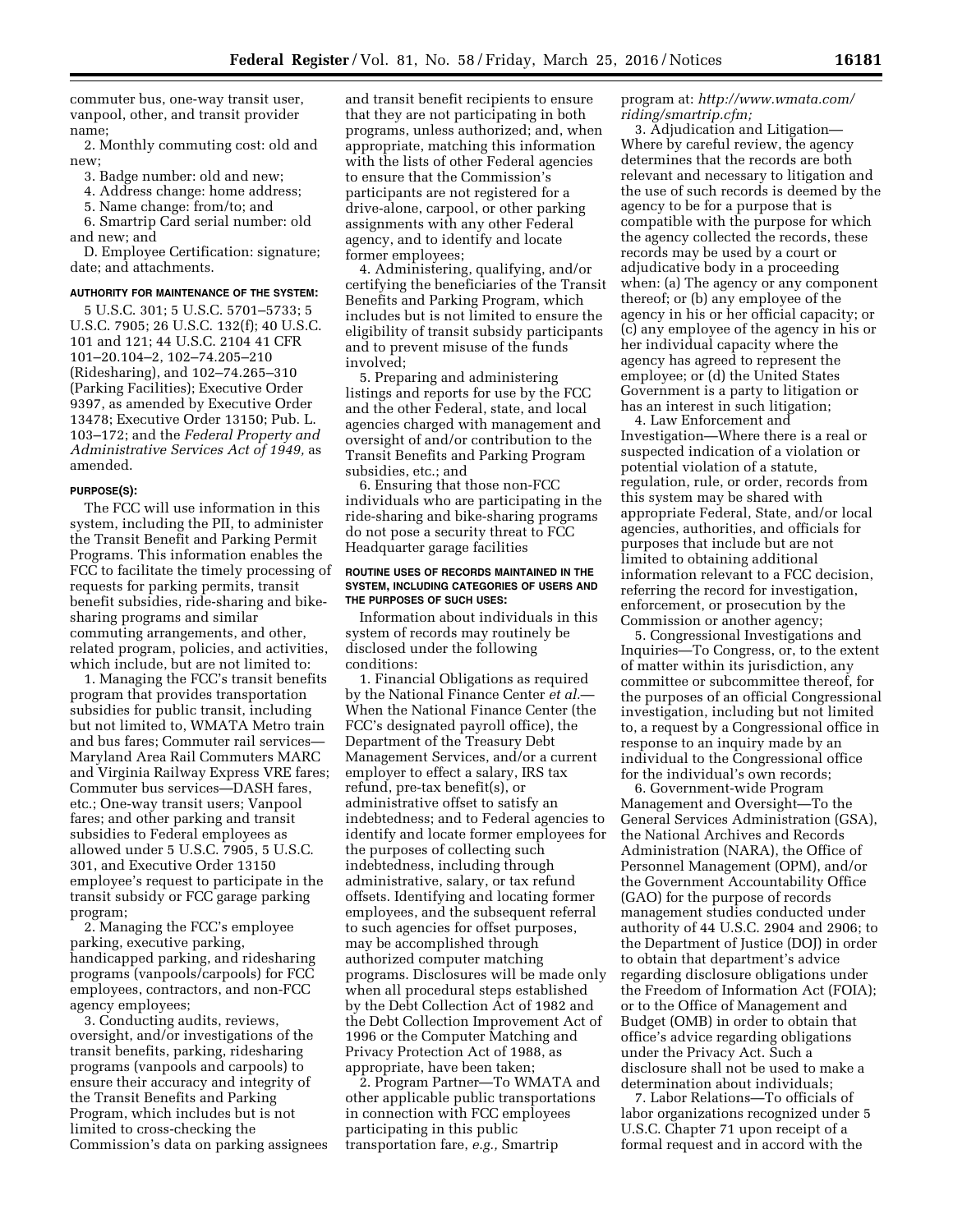commuter bus, one-way transit user, vanpool, other, and transit provider name;

2. Monthly commuting cost: old and new;

3. Badge number: old and new;

4. Address change: home address;

5. Name change: from/to; and

6. Smartrip Card serial number: old and new; and

D. Employee Certification: signature; date; and attachments.

#### AUTHORITY FOR MAINTENANCE OF THE SYSTEM:

5 U.S.C. 301; 5 U.S.C. 5701–5733; 5 U.S.C. 7905; 26 U.S.C. 132(f); 40 U.S.C. 101 and 121; 44 U.S.C. 2104 41 CFR 101–20.104–2, 102–74.205–210 (Ridesharing), and 102–74.265–310 (Parking Facilities); Executive Order 9397, as amended by Executive Order 13478; Executive Order 13150; Pub. L. 103–172; and the *Federal Property and Administrative Services Act of 1949,* as amended.

#### PURPOSE(S):

The FCC will use information in this system, including the PII, to administer the Transit Benefit and Parking Permit Programs. This information enables the FCC to facilitate the timely processing of requests for parking permits, transit benefit subsidies, ride-sharing and bike-sharing programs and similar commuting arrangements, and other, related program, policies, and activities, which include, but are not limited to:

1. Managing the FCC's transit benefits program that provides transportation subsidies for public transit, including but not limited to, WMATA Metro train and bus fares; Commuter rail services—Maryland Area Rail Commuters MARC and Virginia Railway Express VRE fares; Commuter bus services—DASH fares, etc.; One-way transit users; Vanpool fares; and other parking and transit subsidies to Federal employees as allowed under 5 U.S.C. 7905, 5 U.S.C. 301, and Executive Order 13150 employee's request to participate in the transit subsidy or FCC garage parking program;

2. Managing the FCC's employee parking, executive parking, handicapped parking, and ridesharing programs (vanpools/carpools) for FCC employees, contractors, and non-FCC agency employees;

3. Conducting audits, reviews, oversight, and/or investigations of the transit benefits, parking, ridesharing programs (vanpools and carpools) to ensure their accuracy and integrity of the Transit Benefits and Parking Program, which includes but is not limited to cross-checking the Commission's data on parking assignees and transit benefit recipients to ensure that they are not participating in both programs, unless authorized; and, when appropriate, matching this information with the lists of other Federal agencies to ensure that the Commission's participants are not registered for a drive-alone, carpool, or other parking assignments with any other Federal agency, and to identify and locate former employees;

4. Administering, qualifying, and/or certifying the beneficiaries of the Transit Benefits and Parking Program, which includes but is not limited to ensure the eligibility of transit subsidy participants and to prevent misuse of the funds involved;

5. Preparing and administering listings and reports for use by the FCC and the other Federal, state, and local agencies charged with management and oversight of and/or contribution to the Transit Benefits and Parking Program subsidies, etc.; and

6. Ensuring that those non-FCC individuals who are participating in the ride-sharing and bike-sharing programs do not pose a security threat to FCC Headquarter garage facilities

#### ROUTINE USES OF RECORDS MAINTAINED IN THE SYSTEM, INCLUDING CATEGORIES OF USERS AND THE PURPOSES OF SUCH USES:

Information about individuals in this system of records may routinely be disclosed under the following conditions:

1. Financial Obligations as required by the National Finance Center *et al.*—When the National Finance Center (the FCC's designated payroll office), the Department of the Treasury Debt Management Services, and/or a current employer to effect a salary, IRS tax refund, pre-tax benefit(s), or administrative offset to satisfy an indebtedness; and to Federal agencies to identify and locate former employees for the purposes of collecting such indebtedness, including through administrative, salary, or tax refund offsets. Identifying and locating former employees, and the subsequent referral to such agencies for offset purposes, may be accomplished through authorized computer matching programs. Disclosures will be made only when all procedural steps established by the Debt Collection Act of 1982 and the Debt Collection Improvement Act of 1996 or the Computer Matching and Privacy Protection Act of 1988, as appropriate, have been taken;

2. Program Partner—To WMATA and other applicable public transportations in connection with FCC employees participating in this public transportation fare, *e.g.,* Smartrip program at: *http://www.wmata.com/riding/smartrip.cfm;*

3. Adjudication and Litigation—Where by careful review, the agency determines that the records are both relevant and necessary to litigation and the use of such records is deemed by the agency to be for a purpose that is compatible with the purpose for which the agency collected the records, these records may be used by a court or adjudicative body in a proceeding when: (a) The agency or any component thereof; or (b) any employee of the agency in his or her official capacity; or (c) any employee of the agency in his or her individual capacity where the agency has agreed to represent the employee; or (d) the United States Government is a party to litigation or has an interest in such litigation;

4. Law Enforcement and Investigation—Where there is a real or suspected indication of a violation or potential violation of a statute, regulation, rule, or order, records from this system may be shared with appropriate Federal, State, and/or local agencies, authorities, and officials for purposes that include but are not limited to obtaining additional information relevant to a FCC decision, referring the record for investigation, enforcement, or prosecution by the Commission or another agency;

5. Congressional Investigations and Inquiries—To Congress, or, to the extent of matter within its jurisdiction, any committee or subcommittee thereof, for the purposes of an official Congressional investigation, including but not limited to, a request by a Congressional office in response to an inquiry made by an individual to the Congressional office for the individual's own records;

6. Government-wide Program Management and Oversight—To the General Services Administration (GSA), the National Archives and Records Administration (NARA), the Office of Personnel Management (OPM), and/or the Government Accountability Office (GAO) for the purpose of records management studies conducted under authority of 44 U.S.C. 2904 and 2906; to the Department of Justice (DOJ) in order to obtain that department's advice regarding disclosure obligations under the Freedom of Information Act (FOIA); or to the Office of Management and Budget (OMB) in order to obtain that office's advice regarding obligations under the Privacy Act. Such a disclosure shall not be used to make a determination about individuals;

7. Labor Relations—To officials of labor organizations recognized under 5 U.S.C. Chapter 71 upon receipt of a formal request and in accord with the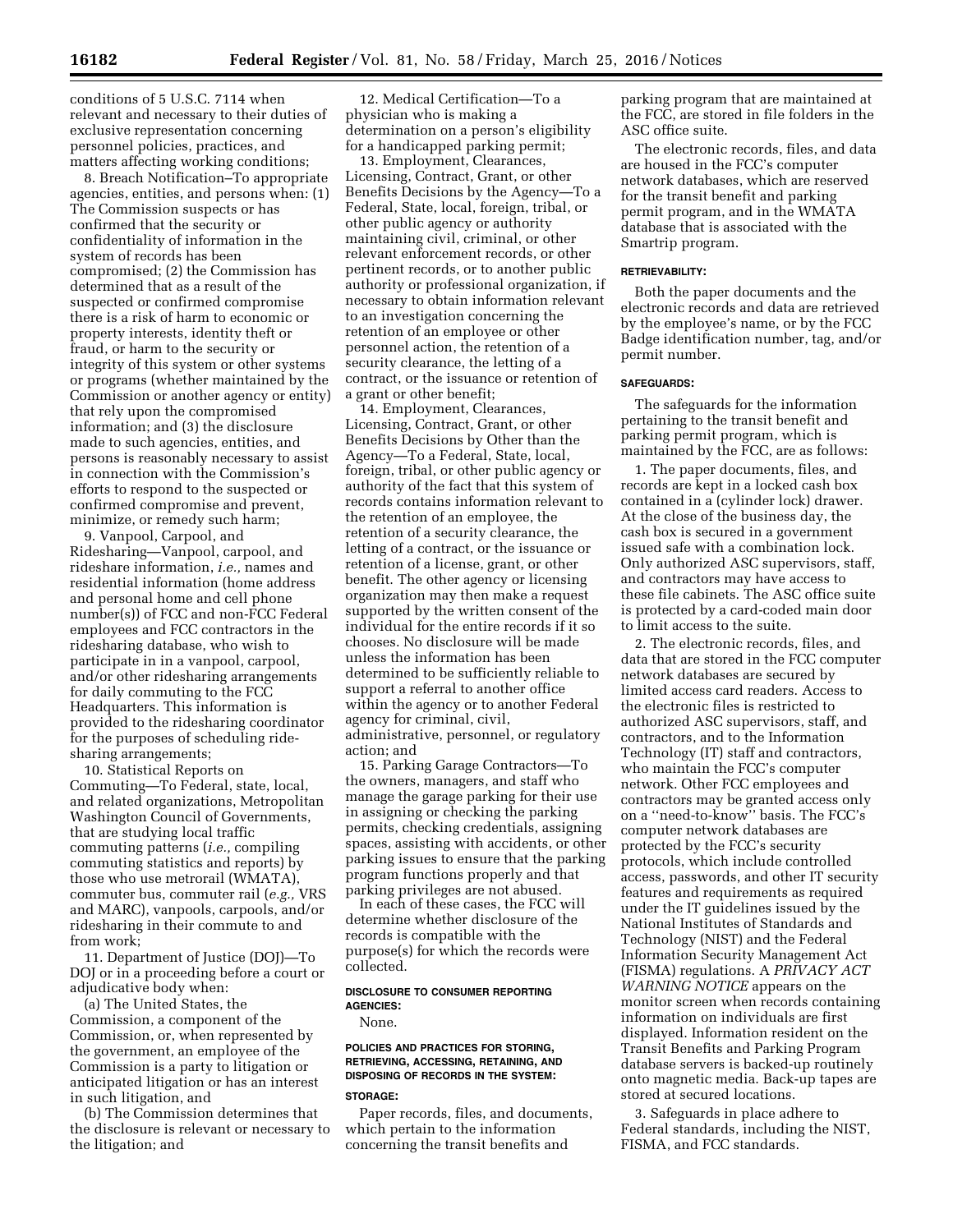conditions of 5 U.S.C. 7114 when relevant and necessary to their duties of exclusive representation concerning personnel policies, practices, and matters affecting working conditions;

8. Breach Notification–To appropriate agencies, entities, and persons when: (1) The Commission suspects or has confirmed that the security or confidentiality of information in the system of records has been compromised; (2) the Commission has determined that as a result of the suspected or confirmed compromise there is a risk of harm to economic or property interests, identity theft or fraud, or harm to the security or integrity of this system or other systems or programs (whether maintained by the Commission or another agency or entity) that rely upon the compromised information; and (3) the disclosure made to such agencies, entities, and persons is reasonably necessary to assist in connection with the Commission's efforts to respond to the suspected or confirmed compromise and prevent, minimize, or remedy such harm;

9. Vanpool, Carpool, and Ridesharing—Vanpool, carpool, and rideshare information, *i.e.,* names and residential information (home address and personal home and cell phone number(s)) of FCC and non-FCC Federal employees and FCC contractors in the ridesharing database, who wish to participate in in a vanpool, carpool, and/or other ridesharing arrangements for daily commuting to the FCC Headquarters. This information is provided to the ridesharing coordinator for the purposes of scheduling ride-sharing arrangements;

10. Statistical Reports on Commuting—To Federal, state, local, and related organizations, Metropolitan Washington Council of Governments, that are studying local traffic commuting patterns (*i.e.,* compiling commuting statistics and reports) by those who use metrorail (WMATA), commuter bus, commuter rail (*e.g.,* VRS and MARC), vanpools, carpools, and/or ridesharing in their commute to and from work;

11. Department of Justice (DOJ)—To DOJ or in a proceeding before a court or adjudicative body when:

(a) The United States, the Commission, a component of the Commission, or, when represented by the government, an employee of the Commission is a party to litigation or anticipated litigation or has an interest in such litigation, and

(b) The Commission determines that the disclosure is relevant or necessary to the litigation; and

12. Medical Certification—To a physician who is making a determination on a person's eligibility for a handicapped parking permit;

13. Employment, Clearances, Licensing, Contract, Grant, or other Benefits Decisions by the Agency—To a Federal, State, local, foreign, tribal, or other public agency or authority maintaining civil, criminal, or other relevant enforcement records, or other pertinent records, or to another public authority or professional organization, if necessary to obtain information relevant to an investigation concerning the retention of an employee or other personnel action, the retention of a security clearance, the letting of a contract, or the issuance or retention of a grant or other benefit;

14. Employment, Clearances, Licensing, Contract, Grant, or other Benefits Decisions by Other than the Agency—To a Federal, State, local, foreign, tribal, or other public agency or authority of the fact that this system of records contains information relevant to the retention of an employee, the retention of a security clearance, the letting of a contract, or the issuance or retention of a license, grant, or other benefit. The other agency or licensing organization may then make a request supported by the written consent of the individual for the entire records if it so chooses. No disclosure will be made unless the information has been determined to be sufficiently reliable to support a referral to another office within the agency or to another Federal agency for criminal, civil, administrative, personnel, or regulatory action; and

15. Parking Garage Contractors—To the owners, managers, and staff who manage the garage parking for their use in assigning or checking the parking permits, checking credentials, assigning spaces, assisting with accidents, or other parking issues to ensure that the parking program functions properly and that parking privileges are not abused.

In each of these cases, the FCC will determine whether disclosure of the records is compatible with the purpose(s) for which the records were collected.

#### DISCLOSURE TO CONSUMER REPORTING AGENCIES:

None.

#### POLICIES AND PRACTICES FOR STORING, RETRIEVING, ACCESSING, RETAINING, AND DISPOSING OF RECORDS IN THE SYSTEM:

#### STORAGE:

Paper records, files, and documents, which pertain to the information concerning the transit benefits and parking program that are maintained at the FCC, are stored in file folders in the ASC office suite.

The electronic records, files, and data are housed in the FCC's computer network databases, which are reserved for the transit benefit and parking permit program, and in the WMATA database that is associated with the Smartrip program.

#### RETRIEVABILITY:

Both the paper documents and the electronic records and data are retrieved by the employee's name, or by the FCC Badge identification number, tag, and/or permit number.

#### SAFEGUARDS:

The safeguards for the information pertaining to the transit benefit and parking permit program, which is maintained by the FCC, are as follows:

1. The paper documents, files, and records are kept in a locked cash box contained in a (cylinder lock) drawer. At the close of the business day, the cash box is secured in a government issued safe with a combination lock. Only authorized ASC supervisors, staff, and contractors may have access to these file cabinets. The ASC office suite is protected by a card-coded main door to limit access to the suite.

2. The electronic records, files, and data that are stored in the FCC computer network databases are secured by limited access card readers. Access to the electronic files is restricted to authorized ASC supervisors, staff, and contractors, and to the Information Technology (IT) staff and contractors, who maintain the FCC's computer network. Other FCC employees and contractors may be granted access only on a ''need-to-know'' basis. The FCC's computer network databases are protected by the FCC's security protocols, which include controlled access, passwords, and other IT security features and requirements as required under the IT guidelines issued by the National Institutes of Standards and Technology (NIST) and the Federal Information Security Management Act (FISMA) regulations. A *PRIVACY ACT WARNING NOTICE* appears on the monitor screen when records containing information on individuals are first displayed. Information resident on the Transit Benefits and Parking Program database servers is backed-up routinely onto magnetic media. Back-up tapes are stored at secured locations.

3. Safeguards in place adhere to Federal standards, including the NIST, FISMA, and FCC standards.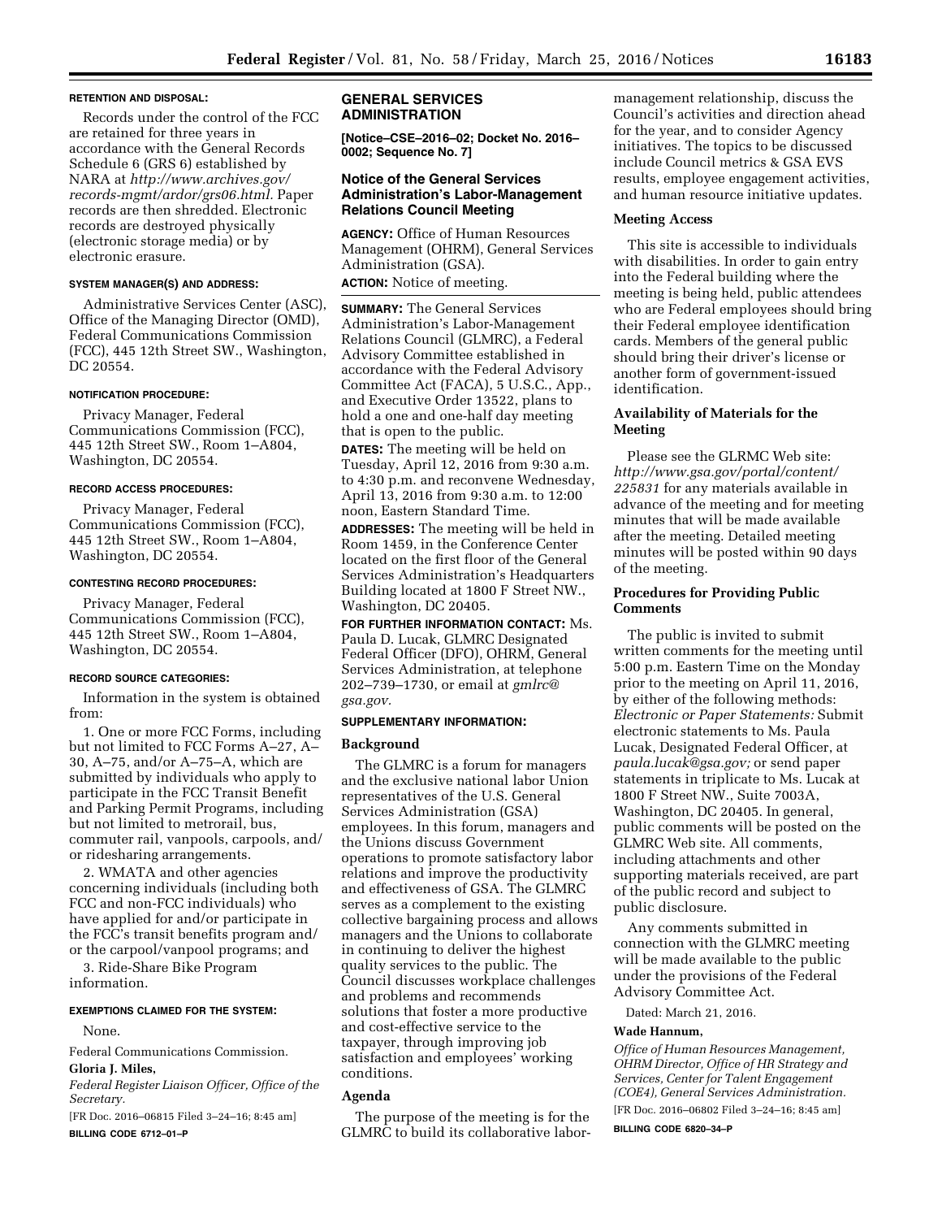**RETENTION AND DISPOSAL:**

Records under the control of the FCC are retained for three years in accordance with the General Records Schedule 6 (GRS 6) established by NARA at *http://www.archives.gov/records-mgmt/ardor/grs06.html.* Paper records are then shredded. Electronic records are destroyed physically (electronic storage media) or by electronic erasure.

**SYSTEM MANAGER(S) AND ADDRESS:**

Administrative Services Center (ASC), Office of the Managing Director (OMD), Federal Communications Commission (FCC), 445 12th Street SW., Washington, DC 20554.

**NOTIFICATION PROCEDURE:**

Privacy Manager, Federal Communications Commission (FCC), 445 12th Street SW., Room 1–A804, Washington, DC 20554.

**RECORD ACCESS PROCEDURES:**

Privacy Manager, Federal Communications Commission (FCC), 445 12th Street SW., Room 1–A804, Washington, DC 20554.

**CONTESTING RECORD PROCEDURES:**

Privacy Manager, Federal Communications Commission (FCC), 445 12th Street SW., Room 1–A804, Washington, DC 20554.

**RECORD SOURCE CATEGORIES:**

Information in the system is obtained from:

1. One or more FCC Forms, including but not limited to FCC Forms A–27, A–30, A–75, and/or A–75–A, which are submitted by individuals who apply to participate in the FCC Transit Benefit and Parking Permit Programs, including but not limited to metrorail, bus, commuter rail, vanpools, carpools, and/or ridesharing arrangements.

2. WMATA and other agencies concerning individuals (including both FCC and non-FCC individuals) who have applied for and/or participate in the FCC's transit benefits program and/or the carpool/vanpool programs; and

3. Ride-Share Bike Program information.

**EXEMPTIONS CLAIMED FOR THE SYSTEM:**

None.

Federal Communications Commission.

**Gloria J. Miles,**

*Federal Register Liaison Officer, Office of the Secretary.*

[FR Doc. 2016–06815 Filed 3–24–16; 8:45 am]

**BILLING CODE 6712–01–P**

## GENERAL SERVICES ADMINISTRATION

**[Notice–CSE–2016–02; Docket No. 2016–0002; Sequence No. 7]**

## Notice of the General Services Administration's Labor-Management Relations Council Meeting

**AGENCY:** Office of Human Resources Management (OHRM), General Services Administration (GSA).

**ACTION:** Notice of meeting.

**SUMMARY:** The General Services Administration's Labor-Management Relations Council (GLMRC), a Federal Advisory Committee established in accordance with the Federal Advisory Committee Act (FACA), 5 U.S.C., App., and Executive Order 13522, plans to hold a one and one-half day meeting that is open to the public.

**DATES:** The meeting will be held on Tuesday, April 12, 2016 from 9:30 a.m. to 4:30 p.m. and reconvene Wednesday, April 13, 2016 from 9:30 a.m. to 12:00 noon, Eastern Standard Time.

**ADDRESSES:** The meeting will be held in Room 1459, in the Conference Center located on the first floor of the General Services Administration's Headquarters Building located at 1800 F Street NW., Washington, DC 20405.

**FOR FURTHER INFORMATION CONTACT:** Ms. Paula D. Lucak, GLMRC Designated Federal Officer (DFO), OHRM, General Services Administration, at telephone 202–739–1730, or email at *gmlrc@gsa.gov.*

**SUPPLEMENTARY INFORMATION:**

### Background

The GLMRC is a forum for managers and the exclusive national labor Union representatives of the U.S. General Services Administration (GSA) employees. In this forum, managers and the Unions discuss Government operations to promote satisfactory labor relations and improve the productivity and effectiveness of GSA. The GLMRC serves as a complement to the existing collective bargaining process and allows managers and the Unions to collaborate in continuing to deliver the highest quality services to the public. The Council discusses workplace challenges and problems and recommends solutions that foster a more productive and cost-effective service to the taxpayer, through improving job satisfaction and employees' working conditions.

### Agenda

The purpose of the meeting is for the GLMRC to build its collaborative labor-management relationship, discuss the Council's activities and direction ahead for the year, and to consider Agency initiatives. The topics to be discussed include Council metrics & GSA EVS results, employee engagement activities, and human resource initiative updates.

### Meeting Access

This site is accessible to individuals with disabilities. In order to gain entry into the Federal building where the meeting is being held, public attendees who are Federal employees should bring their Federal employee identification cards. Members of the general public should bring their driver's license or another form of government-issued identification.

### Availability of Materials for the Meeting

Please see the GLRMC Web site: *http://www.gsa.gov/portal/content/225831* for any materials available in advance of the meeting and for meeting minutes that will be made available after the meeting. Detailed meeting minutes will be posted within 90 days of the meeting.

### Procedures for Providing Public Comments

The public is invited to submit written comments for the meeting until 5:00 p.m. Eastern Time on the Monday prior to the meeting on April 11, 2016, by either of the following methods: *Electronic or Paper Statements:* Submit electronic statements to Ms. Paula Lucak, Designated Federal Officer, at *paula.lucak@gsa.gov;* or send paper statements in triplicate to Ms. Lucak at 1800 F Street NW., Suite 7003A, Washington, DC 20405. In general, public comments will be posted on the GLMRC Web site. All comments, including attachments and other supporting materials received, are part of the public record and subject to public disclosure.

Any comments submitted in connection with the GLMRC meeting will be made available to the public under the provisions of the Federal Advisory Committee Act.

Dated: March 21, 2016.

**Wade Hannum,**

*Office of Human Resources Management, OHRM Director, Office of HR Strategy and Services, Center for Talent Engagement (COE4), General Services Administration.*

[FR Doc. 2016–06802 Filed 3–24–16; 8:45 am]

**BILLING CODE 6820–34–P**